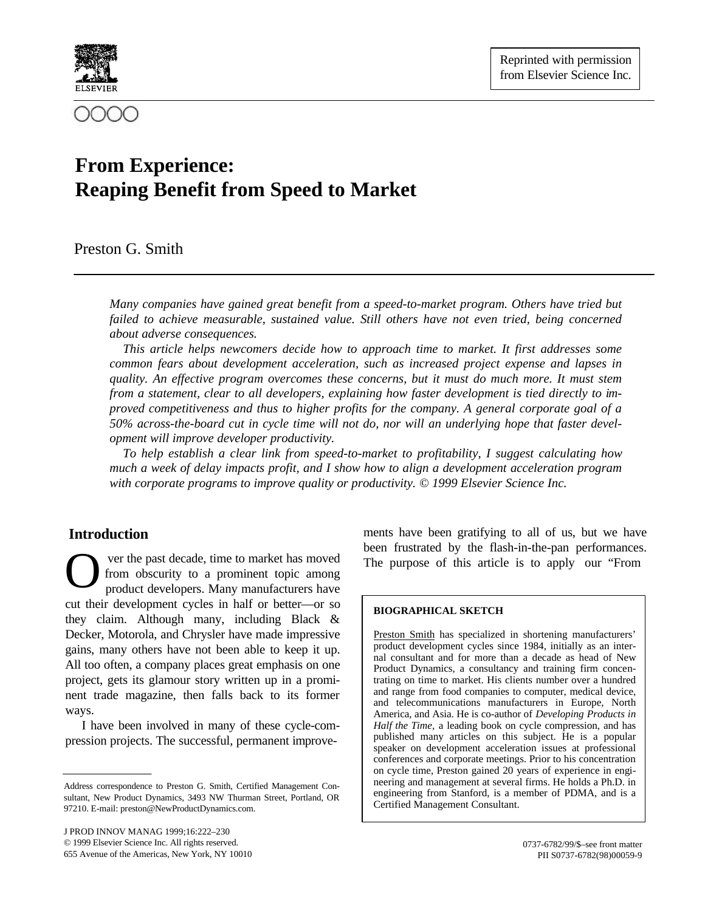Reprinted with permission from Elsevier Science Inc.

# From Experience: Reaping Benefit from Speed to Market

Preston G. Smith

*Many companies have gained great benefit from a speed-to-market program. Others have tried but failed to achieve measurable, sustained value. Still others have not even tried, being concerned about adverse consequences.*

*This article helps newcomers decide how to approach time to market. It first addresses some common fears about development acceleration, such as increased project expense and lapses in quality. An effective program overcomes these concerns, but it must do much more. It must stem from a statement, clear to all developers, explaining how faster development is tied directly to improved competitiveness and thus to higher profits for the company. A general corporate goal of a 50% across-the-board cut in cycle time will not do, nor will an underlying hope that faster development will improve developer productivity.*

*To help establish a clear link from speed-to-market to profitability, I suggest calculating how much a week of delay impacts profit, and I show how to align a development acceleration program with corporate programs to improve quality or productivity. © 1999 Elsevier Science Inc.*

## Introduction

Over the past decade, time to market has moved from obscurity to a prominent topic among product developers. Many manufacturers have cut their development cycles in half or better—or so they claim. Although many, including Black & Decker, Motorola, and Chrysler have made impressive gains, many others have not been able to keep it up. All too often, a company places great emphasis on one project, gets its glamour story written up in a prominent trade magazine, then falls back to its former ways.

I have been involved in many of these cycle-compression projects. The successful, permanent improvements have been gratifying to all of us, but we have been frustrated by the flash-in-the-pan performances. The purpose of this article is to apply our "From

**BIOGRAPHICAL SKETCH**

Preston Smith has specialized in shortening manufacturers' product development cycles since 1984, initially as an internal consultant and for more than a decade as head of New Product Dynamics, a consultancy and training firm concentrating on time to market. His clients number over a hundred and range from food companies to computer, medical device, and telecommunications manufacturers in Europe, North America, and Asia. He is co-author of *Developing Products in Half the Time,* a leading book on cycle compression, and has published many articles on this subject. He is a popular speaker on development acceleration issues at professional conferences and corporate meetings. Prior to his concentration on cycle time, Preston gained 20 years of experience in engineering and management at several firms. He holds a Ph.D. in engineering from Stanford, is a member of PDMA, and is a Certified Management Consultant.

Address correspondence to Preston G. Smith, Certified Management Consultant, New Product Dynamics, 3493 NW Thurman Street, Portland, OR 97210. E-mail: preston@NewProductDynamics.com.

J PROD INNOV MANAG 1999;16:222–230
© 1999 Elsevier Science Inc. All rights reserved.
655 Avenue of the Americas, New York, NY 10010

0737-6782/99/$–see front matter
PII S0737-6782(98)00059-9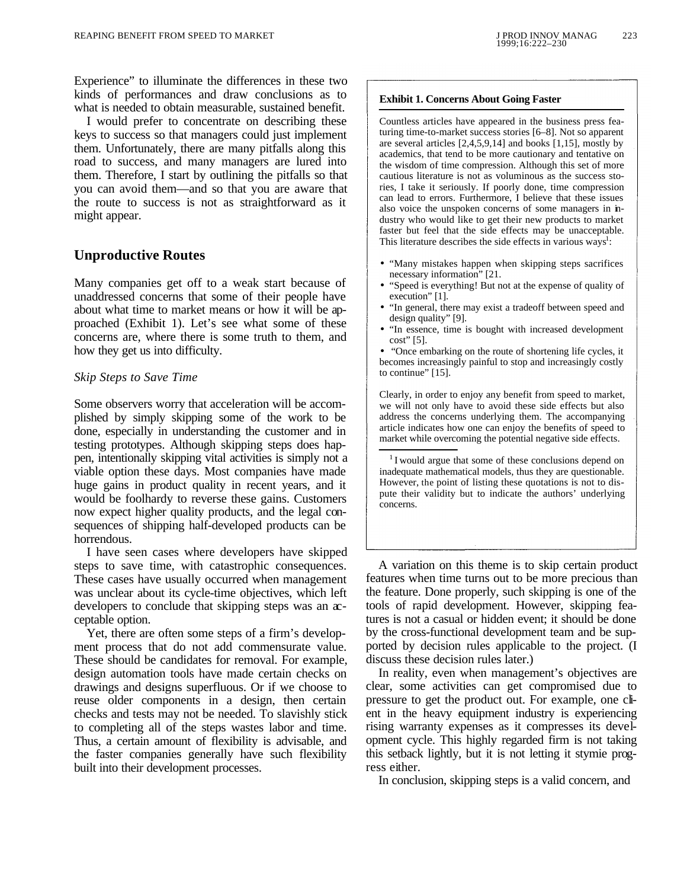Experience" to illuminate the differences in these two kinds of performances and draw conclusions as to what is needed to obtain measurable, sustained benefit.

I would prefer to concentrate on describing these keys to success so that managers could just implement them. Unfortunately, there are many pitfalls along this road to success, and many managers are lured into them. Therefore, I start by outlining the pitfalls so that you can avoid them—and so that you are aware that the route to success is not as straightforward as it might appear.

## Unproductive Routes

Many companies get off to a weak start because of unaddressed concerns that some of their people have about what time to market means or how it will be approached (Exhibit 1). Let's see what some of these concerns are, where there is some truth to them, and how they get us into difficulty.

### *Skip Steps to Save Time*

Some observers worry that acceleration will be accomplished by simply skipping some of the work to be done, especially in understanding the customer and in testing prototypes. Although skipping steps does happen, intentionally skipping vital activities is simply not a viable option these days. Most companies have made huge gains in product quality in recent years, and it would be foolhardy to reverse these gains. Customers now expect higher quality products, and the legal consequences of shipping half-developed products can be horrendous.

I have seen cases where developers have skipped steps to save time, with catastrophic consequences. These cases have usually occurred when management was unclear about its cycle-time objectives, which left developers to conclude that skipping steps was an acceptable option.

Yet, there are often some steps of a firm's development process that do not add commensurate value. These should be candidates for removal. For example, design automation tools have made certain checks on drawings and designs superfluous. Or if we choose to reuse older components in a design, then certain checks and tests may not be needed. To slavishly stick to completing all of the steps wastes labor and time. Thus, a certain amount of flexibility is advisable, and the faster companies generally have such flexibility built into their development processes.

> **Exhibit 1. Concerns About Going Faster**
>
> Countless articles have appeared in the business press featuring time-to-market success stories [6–8]. Not so apparent are several articles [2,4,5,9,14] and books [1,15], mostly by academics, that tend to be more cautionary and tentative on the wisdom of time compression. Although this set of more cautious literature is not as voluminous as the success stories, I take it seriously. If poorly done, time compression can lead to errors. Furthermore, I believe that these issues also voice the unspoken concerns of some managers in industry who would like to get their new products to market faster but feel that the side effects may be unacceptable. This literature describes the side effects in various ways[1]:
>
> - "Many mistakes happen when skipping steps sacrifices necessary information" [21.
> - "Speed is everything! But not at the expense of quality of execution" [1].
> - "In general, there may exist a tradeoff between speed and design quality" [9].
> - "In essence, time is bought with increased development cost" [5].
> - "Once embarking on the route of shortening life cycles, it becomes increasingly painful to stop and increasingly costly to continue" [15].
>
> Clearly, in order to enjoy any benefit from speed to market, we will not only have to avoid these side effects but also address the concerns underlying them. The accompanying article indicates how one can enjoy the benefits of speed to market while overcoming the potential negative side effects.
>
> [1] I would argue that some of these conclusions depend on inadequate mathematical models, thus they are questionable. However, the point of listing these quotations is not to dispute their validity but to indicate the authors' underlying concerns.

A variation on this theme is to skip certain product features when time turns out to be more precious than the feature. Done properly, such skipping is one of the tools of rapid development. However, skipping features is not a casual or hidden event; it should be done by the cross-functional development team and be supported by decision rules applicable to the project. (I discuss these decision rules later.)

In reality, even when management's objectives are clear, some activities can get compromised due to pressure to get the product out. For example, one client in the heavy equipment industry is experiencing rising warranty expenses as it compresses its development cycle. This highly regarded firm is not taking this setback lightly, but it is not letting it stymie progress either.

In conclusion, skipping steps is a valid concern, and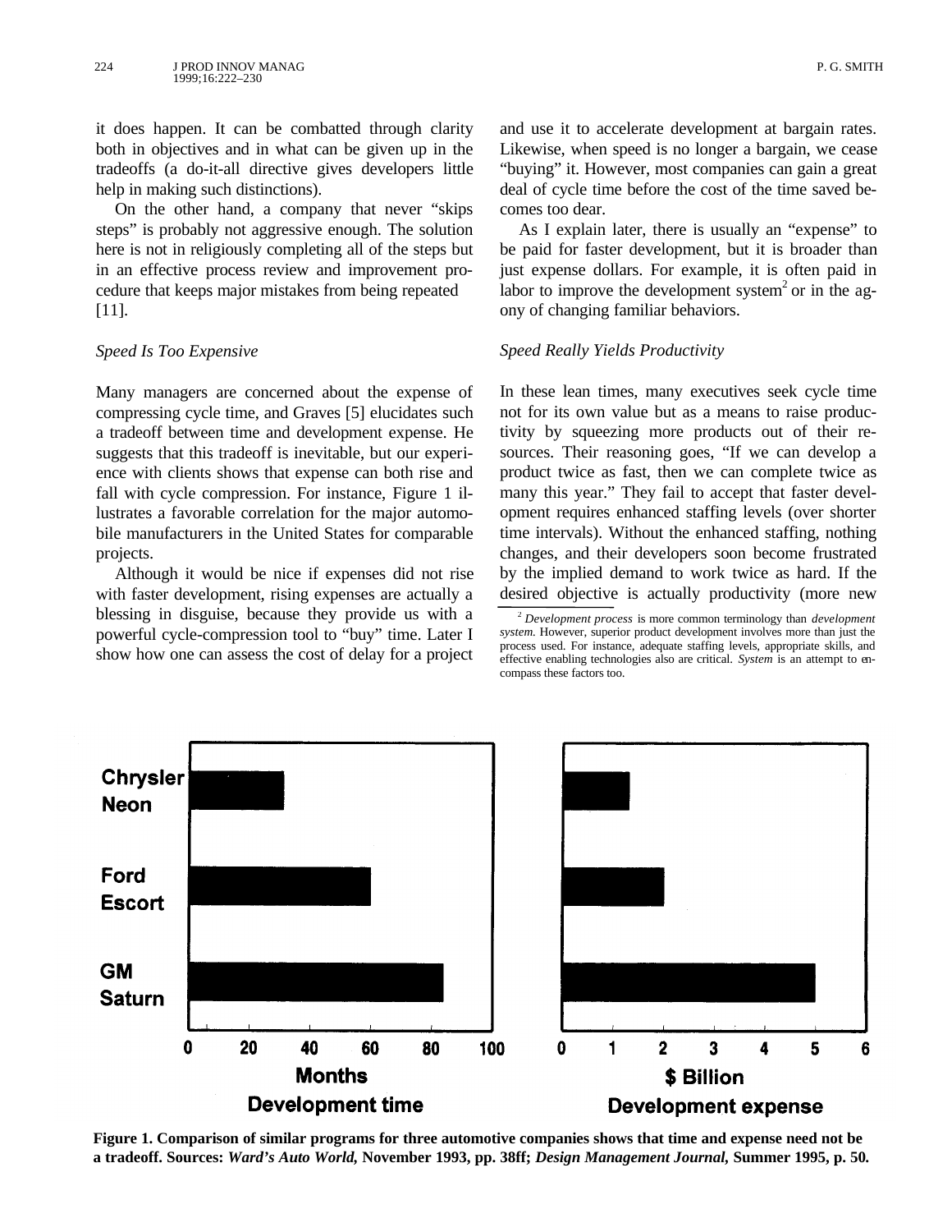it does happen. It can be combatted through clarity both in objectives and in what can be given up in the tradeoffs (a do-it-all directive gives developers little help in making such distinctions).

On the other hand, a company that never "skips steps" is probably not aggressive enough. The solution here is not in religiously completing all of the steps but in an effective process review and improvement procedure that keeps major mistakes from being repeated [11].

### *Speed Is Too Expensive*

Many managers are concerned about the expense of compressing cycle time, and Graves [5] elucidates such a tradeoff between time and development expense. He suggests that this tradeoff is inevitable, but our experience with clients shows that expense can both rise and fall with cycle compression. For instance, Figure 1 illustrates a favorable correlation for the major automobile manufacturers in the United States for comparable projects.

Although it would be nice if expenses did not rise with faster development, rising expenses are actually a blessing in disguise, because they provide us with a powerful cycle-compression tool to "buy" time. Later I show how one can assess the cost of delay for a project and use it to accelerate development at bargain rates. Likewise, when speed is no longer a bargain, we cease "buying" it. However, most companies can gain a great deal of cycle time before the cost of the time saved becomes too dear.

As I explain later, there is usually an "expense" to be paid for faster development, but it is broader than just expense dollars. For example, it is often paid in labor to improve the development system[2] or in the agony of changing familiar behaviors.

### *Speed Really Yields Productivity*

In these lean times, many executives seek cycle time not for its own value but as a means to raise productivity by squeezing more products out of their resources. Their reasoning goes, "If we can develop a product twice as fast, then we can complete twice as many this year." They fail to accept that faster development requires enhanced staffing levels (over shorter time intervals). Without the enhanced staffing, nothing changes, and their developers soon become frustrated by the implied demand to work twice as hard. If the desired objective is actually productivity (more new

[2] *Development process* is more common terminology than *development system.* However, superior product development involves more than just the process used. For instance, adequate staffing levels, appropriate skills, and effective enabling technologies also are critical. *System* is an attempt to encompass these factors too.

**Figure 1. Comparison of similar programs for three automotive companies shows that time and expense need not be a tradeoff. Sources: *Ward's Auto World,* November 1993, pp. 38ff; *Design Management Journal,* Summer 1995, p. 50.**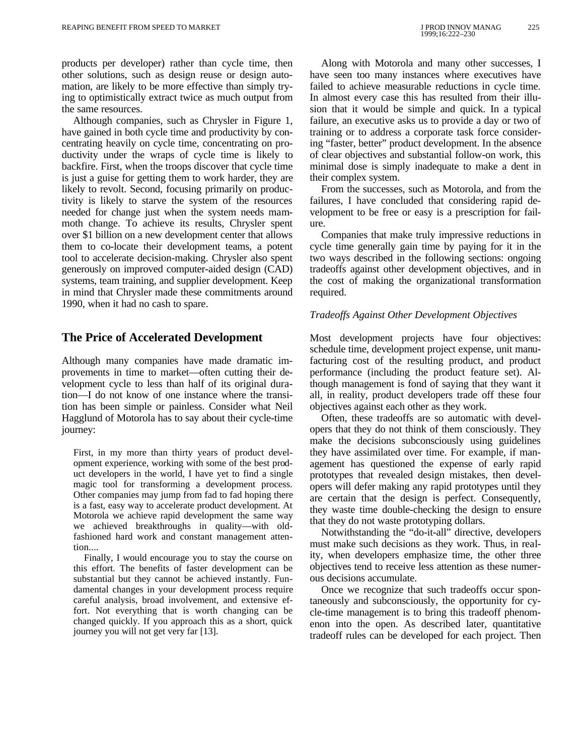products per developer) rather than cycle time, then other solutions, such as design reuse or design automation, are likely to be more effective than simply trying to optimistically extract twice as much output from the same resources.

Although companies, such as Chrysler in Figure 1, have gained in both cycle time and productivity by concentrating heavily on cycle time, concentrating on productivity under the wraps of cycle time is likely to backfire. First, when the troops discover that cycle time is just a guise for getting them to work harder, they are likely to revolt. Second, focusing primarily on productivity is likely to starve the system of the resources needed for change just when the system needs mammoth change. To achieve its results, Chrysler spent over $1 billion on a new development center that allows them to co-locate their development teams, a potent tool to accelerate decision-making. Chrysler also spent generously on improved computer-aided design (CAD) systems, team training, and supplier development. Keep in mind that Chrysler made these commitments around 1990, when it had no cash to spare.

## The Price of Accelerated Development

Although many companies have made dramatic improvements in time to market—often cutting their development cycle to less than half of its original duration—I do not know of one instance where the transition has been simple or painless. Consider what Neil Hagglund of Motorola has to say about their cycle-time journey:

> First, in my more than thirty years of product development experience, working with some of the best product developers in the world, I have yet to find a single magic tool for transforming a development process. Other companies may jump from fad to fad hoping there is a fast, easy way to accelerate product development. At Motorola we achieve rapid development the same way we achieved breakthroughs in quality—with old-fashioned hard work and constant management attention....
>
> Finally, I would encourage you to stay the course on this effort. The benefits of faster development can be substantial but they cannot be achieved instantly. Fundamental changes in your development process require careful analysis, broad involvement, and extensive effort. Not everything that is worth changing can be changed quickly. If you approach this as a short, quick journey you will not get very far [13].

Along with Motorola and many other successes, I have seen too many instances where executives have failed to achieve measurable reductions in cycle time. In almost every case this has resulted from their illusion that it would be simple and quick. In a typical failure, an executive asks us to provide a day or two of training or to address a corporate task force considering "faster, better" product development. In the absence of clear objectives and substantial follow-on work, this minimal dose is simply inadequate to make a dent in their complex system.

From the successes, such as Motorola, and from the failures, I have concluded that considering rapid development to be free or easy is a prescription for failure.

Companies that make truly impressive reductions in cycle time generally gain time by paying for it in the two ways described in the following sections: ongoing tradeoffs against other development objectives, and in the cost of making the organizational transformation required.

### *Tradeoffs Against Other Development Objectives*

Most development projects have four objectives: schedule time, development project expense, unit manufacturing cost of the resulting product, and product performance (including the product feature set). Although management is fond of saying that they want it all, in reality, product developers trade off these four objectives against each other as they work.

Often, these tradeoffs are so automatic with developers that they do not think of them consciously. They make the decisions subconsciously using guidelines they have assimilated over time. For example, if management has questioned the expense of early rapid prototypes that revealed design mistakes, then developers will defer making any rapid prototypes until they are certain that the design is perfect. Consequently, they waste time double-checking the design to ensure that they do not waste prototyping dollars.

Notwithstanding the "do-it-all" directive, developers must make such decisions as they work. Thus, in reality, when developers emphasize time, the other three objectives tend to receive less attention as these numerous decisions accumulate.

Once we recognize that such tradeoffs occur spontaneously and subconsciously, the opportunity for cycle-time management is to bring this tradeoff phenomenon into the open. As described later, quantitative tradeoff rules can be developed for each project. Then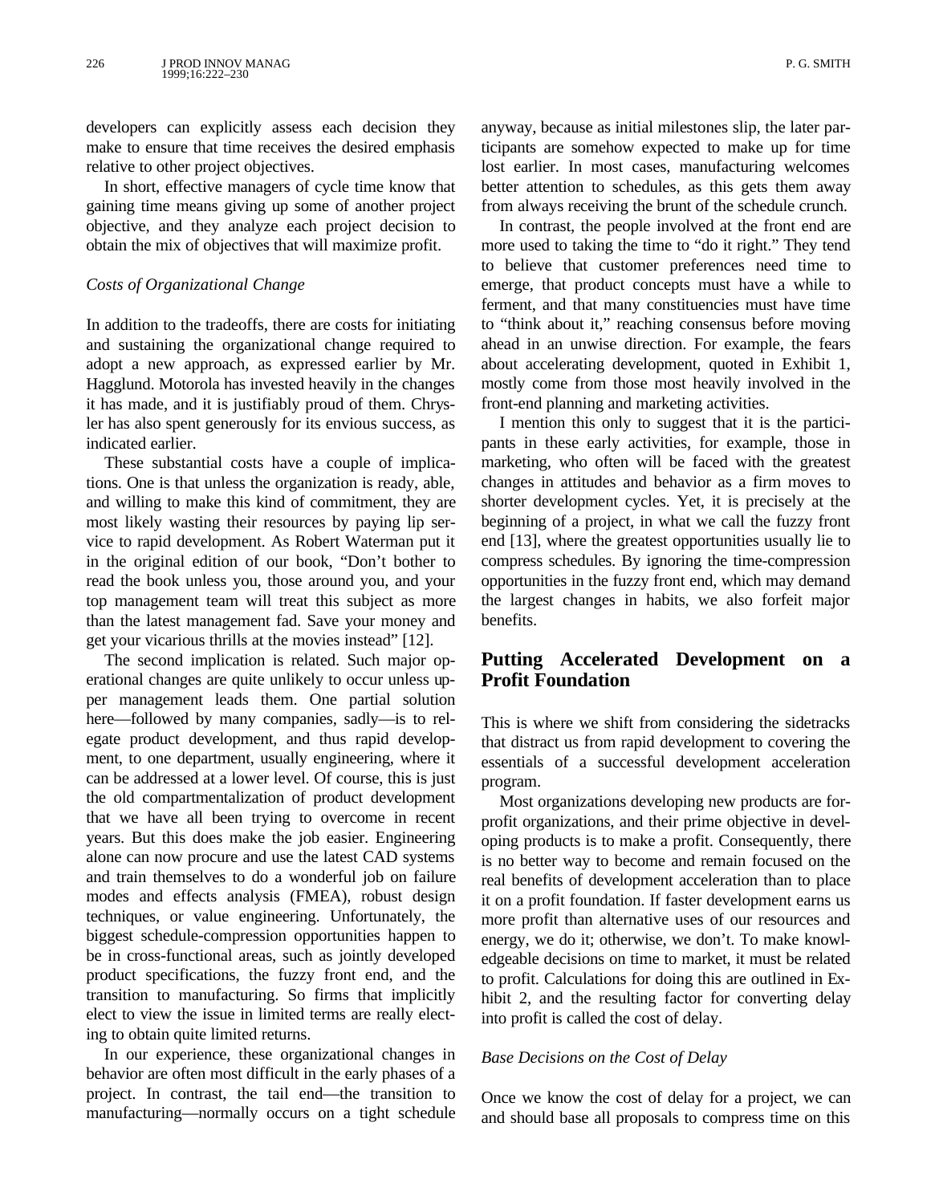developers can explicitly assess each decision they make to ensure that time receives the desired emphasis relative to other project objectives.

In short, effective managers of cycle time know that gaining time means giving up some of another project objective, and they analyze each project decision to obtain the mix of objectives that will maximize profit.

### *Costs of Organizational Change*

In addition to the tradeoffs, there are costs for initiating and sustaining the organizational change required to adopt a new approach, as expressed earlier by Mr. Hagglund. Motorola has invested heavily in the changes it has made, and it is justifiably proud of them. Chrysler has also spent generously for its envious success, as indicated earlier.

These substantial costs have a couple of implications. One is that unless the organization is ready, able, and willing to make this kind of commitment, they are most likely wasting their resources by paying lip service to rapid development. As Robert Waterman put it in the original edition of our book, "Don't bother to read the book unless you, those around you, and your top management team will treat this subject as more than the latest management fad. Save your money and get your vicarious thrills at the movies instead" [12].

The second implication is related. Such major operational changes are quite unlikely to occur unless upper management leads them. One partial solution here—followed by many companies, sadly—is to relegate product development, and thus rapid development, to one department, usually engineering, where it can be addressed at a lower level. Of course, this is just the old compartmentalization of product development that we have all been trying to overcome in recent years. But this does make the job easier. Engineering alone can now procure and use the latest CAD systems and train themselves to do a wonderful job on failure modes and effects analysis (FMEA), robust design techniques, or value engineering. Unfortunately, the biggest schedule-compression opportunities happen to be in cross-functional areas, such as jointly developed product specifications, the fuzzy front end, and the transition to manufacturing. So firms that implicitly elect to view the issue in limited terms are really electing to obtain quite limited returns.

In our experience, these organizational changes in behavior are often most difficult in the early phases of a project. In contrast, the tail end—the transition to manufacturing—normally occurs on a tight schedule anyway, because as initial milestones slip, the later participants are somehow expected to make up for time lost earlier. In most cases, manufacturing welcomes better attention to schedules, as this gets them away from always receiving the brunt of the schedule crunch.

In contrast, the people involved at the front end are more used to taking the time to "do it right." They tend to believe that customer preferences need time to emerge, that product concepts must have a while to ferment, and that many constituencies must have time to "think about it," reaching consensus before moving ahead in an unwise direction. For example, the fears about accelerating development, quoted in Exhibit 1, mostly come from those most heavily involved in the front-end planning and marketing activities.

I mention this only to suggest that it is the participants in these early activities, for example, those in marketing, who often will be faced with the greatest changes in attitudes and behavior as a firm moves to shorter development cycles. Yet, it is precisely at the beginning of a project, in what we call the fuzzy front end [13], where the greatest opportunities usually lie to compress schedules. By ignoring the time-compression opportunities in the fuzzy front end, which may demand the largest changes in habits, we also forfeit major benefits.

## Putting Accelerated Development on a Profit Foundation

This is where we shift from considering the sidetracks that distract us from rapid development to covering the essentials of a successful development acceleration program.

Most organizations developing new products are for-profit organizations, and their prime objective in developing products is to make a profit. Consequently, there is no better way to become and remain focused on the real benefits of development acceleration than to place it on a profit foundation. If faster development earns us more profit than alternative uses of our resources and energy, we do it; otherwise, we don't. To make knowledgeable decisions on time to market, it must be related to profit. Calculations for doing this are outlined in Exhibit 2, and the resulting factor for converting delay into profit is called the cost of delay.

### *Base Decisions on the Cost of Delay*

Once we know the cost of delay for a project, we can and should base all proposals to compress time on this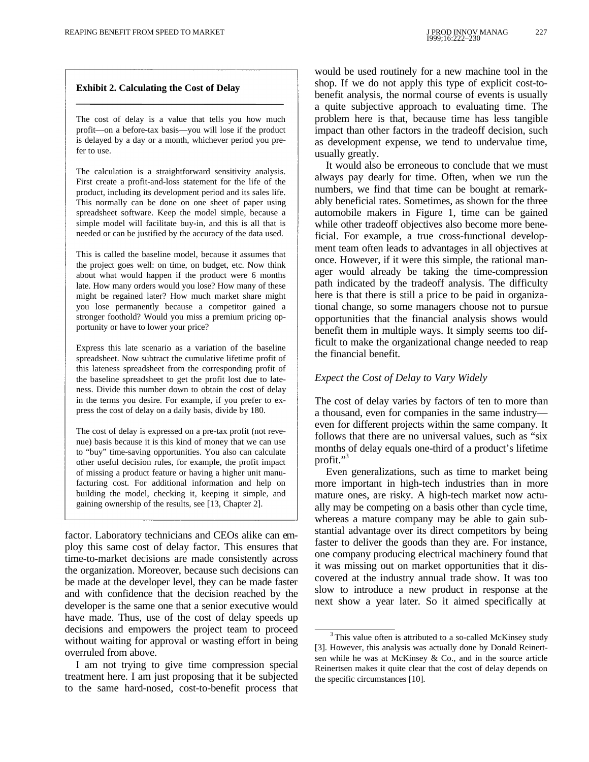**Exhibit 2. Calculating the Cost of Delay**

The cost of delay is a value that tells you how much profit—on a before-tax basis—you will lose if the product is delayed by a day or a month, whichever period you prefer to use.

The calculation is a straightforward sensitivity analysis. First create a profit-and-loss statement for the life of the product, including its development period and its sales life. This normally can be done on one sheet of paper using spreadsheet software. Keep the model simple, because a simple model will facilitate buy-in, and this is all that is needed or can be justified by the accuracy of the data used.

This is called the baseline model, because it assumes that the project goes well: on time, on budget, etc. Now think about what would happen if the product were 6 months late. How many orders would you lose? How many of these might be regained later? How much market share might you lose permanently because a competitor gained a stronger foothold? Would you miss a premium pricing opportunity or have to lower your price?

Express this late scenario as a variation of the baseline spreadsheet. Now subtract the cumulative lifetime profit of this lateness spreadsheet from the corresponding profit of the baseline spreadsheet to get the profit lost due to lateness. Divide this number down to obtain the cost of delay in the terms you desire. For example, if you prefer to express the cost of delay on a daily basis, divide by 180.

The cost of delay is expressed on a pre-tax profit (not revenue) basis because it is this kind of money that we can use to "buy" time-saving opportunities. You also can calculate other useful decision rules, for example, the profit impact of missing a product feature or having a higher unit manufacturing cost. For additional information and help on building the model, checking it, keeping it simple, and gaining ownership of the results, see [13, Chapter 2].

factor. Laboratory technicians and CEOs alike can employ this same cost of delay factor. This ensures that time-to-market decisions are made consistently across the organization. Moreover, because such decisions can be made at the developer level, they can be made faster and with confidence that the decision reached by the developer is the same one that a senior executive would have made. Thus, use of the cost of delay speeds up decisions and empowers the project team to proceed without waiting for approval or wasting effort in being overruled from above.

I am not trying to give time compression special treatment here. I am just proposing that it be subjected to the same hard-nosed, cost-to-benefit process that would be used routinely for a new machine tool in the shop. If we do not apply this type of explicit cost-to-benefit analysis, the normal course of events is usually a quite subjective approach to evaluating time. The problem here is that, because time has less tangible impact than other factors in the tradeoff decision, such as development expense, we tend to undervalue time, usually greatly.

It would also be erroneous to conclude that we must always pay dearly for time. Often, when we run the numbers, we find that time can be bought at remarkably beneficial rates. Sometimes, as shown for the three automobile makers in Figure 1, time can be gained while other tradeoff objectives also become more beneficial. For example, a true cross-functional development team often leads to advantages in all objectives at once. However, if it were this simple, the rational manager would already be taking the time-compression path indicated by the tradeoff analysis. The difficulty here is that there is still a price to be paid in organizational change, so some managers choose not to pursue opportunities that the financial analysis shows would benefit them in multiple ways. It simply seems too difficult to make the organizational change needed to reap the financial benefit.

### *Expect the Cost of Delay to Vary Widely*

The cost of delay varies by factors of ten to more than a thousand, even for companies in the same industry—even for different projects within the same company. It follows that there are no universal values, such as "six months of delay equals one-third of a product's lifetime profit."[3]

Even generalizations, such as time to market being more important in high-tech industries than in more mature ones, are risky. A high-tech market now actually may be competing on a basis other than cycle time, whereas a mature company may be able to gain substantial advantage over its direct competitors by being faster to deliver the goods than they are. For instance, one company producing electrical machinery found that it was missing out on market opportunities that it discovered at the industry annual trade show. It was too slow to introduce a new product in response at the next show a year later. So it aimed specifically at

[3] This value often is attributed to a so-called McKinsey study [3]. However, this analysis was actually done by Donald Reinertsen while he was at McKinsey & Co., and in the source article Reinertsen makes it quite clear that the cost of delay depends on the specific circumstances [10].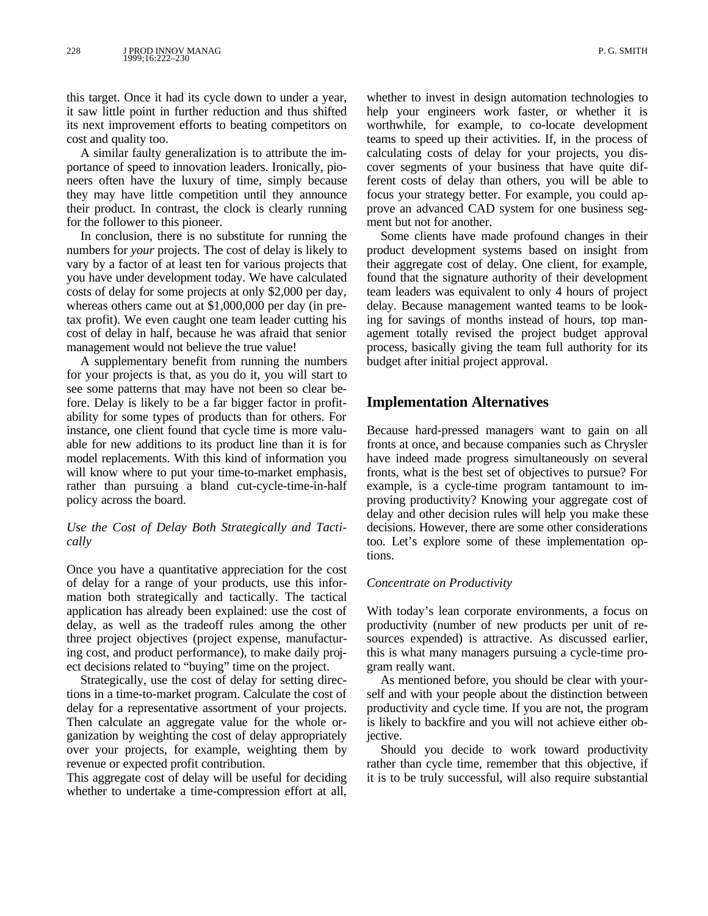this target. Once it had its cycle down to under a year, it saw little point in further reduction and thus shifted its next improvement efforts to beating competitors on cost and quality too.

A similar faulty generalization is to attribute the importance of speed to innovation leaders. Ironically, pioneers often have the luxury of time, simply because they may have little competition until they announce their product. In contrast, the clock is clearly running for the follower to this pioneer.

In conclusion, there is no substitute for running the numbers for *your* projects. The cost of delay is likely to vary by a factor of at least ten for various projects that you have under development today. We have calculated costs of delay for some projects at only $2,000 per day, whereas others came out at $1,000,000 per day (in pretax profit). We even caught one team leader cutting his cost of delay in half, because he was afraid that senior management would not believe the true value!

A supplementary benefit from running the numbers for your projects is that, as you do it, you will start to see some patterns that may have not been so clear before. Delay is likely to be a far bigger factor in profitability for some types of products than for others. For instance, one client found that cycle time is more valuable for new additions to its product line than it is for model replacements. With this kind of information you will know where to put your time-to-market emphasis, rather than pursuing a bland cut-cycle-time-in-half policy across the board.

### *Use the Cost of Delay Both Strategically and Tactically*

Once you have a quantitative appreciation for the cost of delay for a range of your products, use this information both strategically and tactically. The tactical application has already been explained: use the cost of delay, as well as the tradeoff rules among the other three project objectives (project expense, manufacturing cost, and product performance), to make daily project decisions related to "buying" time on the project.

Strategically, use the cost of delay for setting directions in a time-to-market program. Calculate the cost of delay for a representative assortment of your projects. Then calculate an aggregate value for the whole organization by weighting the cost of delay appropriately over your projects, for example, weighting them by revenue or expected profit contribution.

This aggregate cost of delay will be useful for deciding whether to undertake a time-compression effort at all, whether to invest in design automation technologies to help your engineers work faster, or whether it is worthwhile, for example, to co-locate development teams to speed up their activities. If, in the process of calculating costs of delay for your projects, you discover segments of your business that have quite different costs of delay than others, you will be able to focus your strategy better. For example, you could approve an advanced CAD system for one business segment but not for another.

Some clients have made profound changes in their product development systems based on insight from their aggregate cost of delay. One client, for example, found that the signature authority of their development team leaders was equivalent to only 4 hours of project delay. Because management wanted teams to be looking for savings of months instead of hours, top management totally revised the project budget approval process, basically giving the team full authority for its budget after initial project approval.

## Implementation Alternatives

Because hard-pressed managers want to gain on all fronts at once, and because companies such as Chrysler have indeed made progress simultaneously on several fronts, what is the best set of objectives to pursue? For example, is a cycle-time program tantamount to improving productivity? Knowing your aggregate cost of delay and other decision rules will help you make these decisions. However, there are some other considerations too. Let's explore some of these implementation options.

### *Concentrate on Productivity*

With today's lean corporate environments, a focus on productivity (number of new products per unit of resources expended) is attractive. As discussed earlier, this is what many managers pursuing a cycle-time program really want.

As mentioned before, you should be clear with yourself and with your people about the distinction between productivity and cycle time. If you are not, the program is likely to backfire and you will not achieve either objective.

Should you decide to work toward productivity rather than cycle time, remember that this objective, if it is to be truly successful, will also require substantial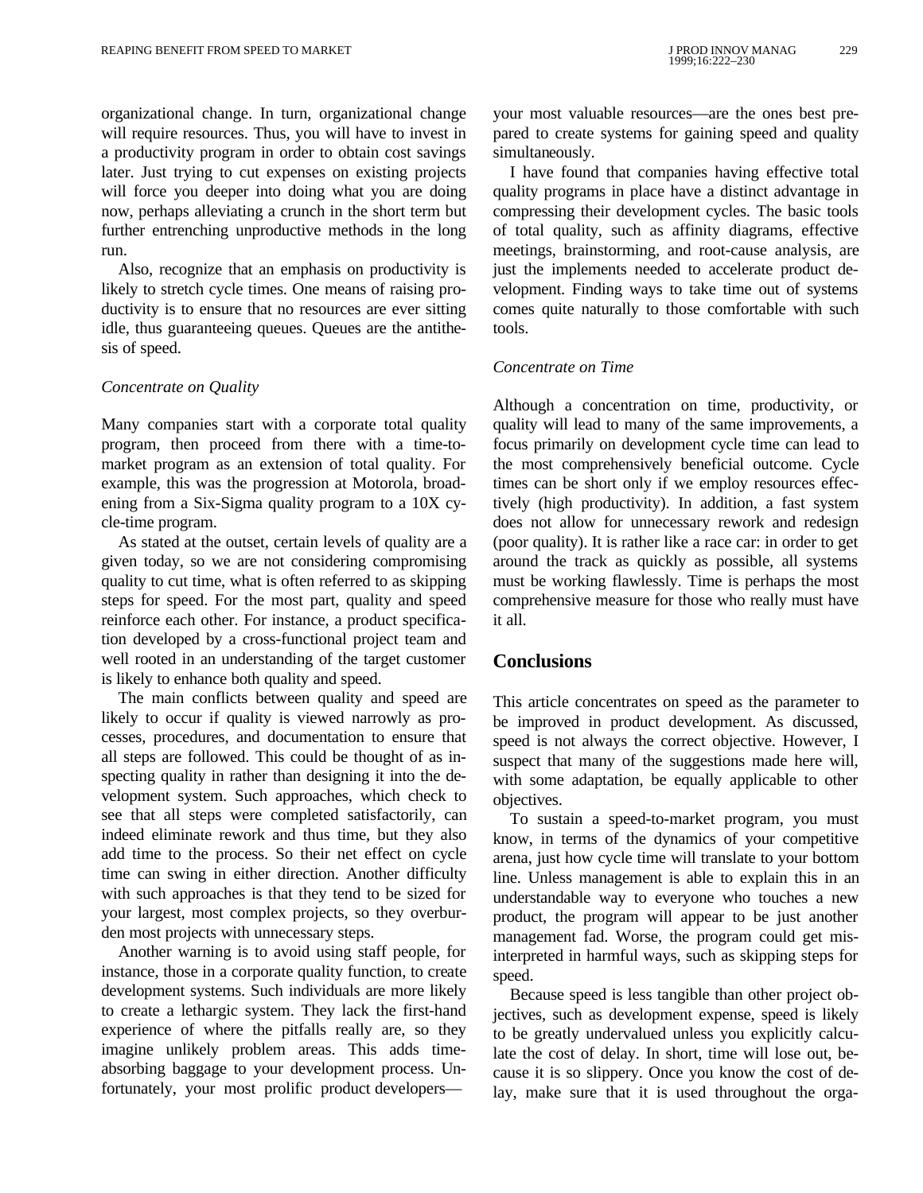organizational change. In turn, organizational change will require resources. Thus, you will have to invest in a productivity program in order to obtain cost savings later. Just trying to cut expenses on existing projects will force you deeper into doing what you are doing now, perhaps alleviating a crunch in the short term but further entrenching unproductive methods in the long run.

Also, recognize that an emphasis on productivity is likely to stretch cycle times. One means of raising productivity is to ensure that no resources are ever sitting idle, thus guaranteeing queues. Queues are the antithesis of speed.

### *Concentrate on Quality*

Many companies start with a corporate total quality program, then proceed from there with a time-to-market program as an extension of total quality. For example, this was the progression at Motorola, broadening from a Six-Sigma quality program to a 10X cycle-time program.

As stated at the outset, certain levels of quality are a given today, so we are not considering compromising quality to cut time, what is often referred to as skipping steps for speed. For the most part, quality and speed reinforce each other. For instance, a product specification developed by a cross-functional project team and well rooted in an understanding of the target customer is likely to enhance both quality and speed.

The main conflicts between quality and speed are likely to occur if quality is viewed narrowly as processes, procedures, and documentation to ensure that all steps are followed. This could be thought of as inspecting quality in rather than designing it into the development system. Such approaches, which check to see that all steps were completed satisfactorily, can indeed eliminate rework and thus time, but they also add time to the process. So their net effect on cycle time can swing in either direction. Another difficulty with such approaches is that they tend to be sized for your largest, most complex projects, so they overburden most projects with unnecessary steps.

Another warning is to avoid using staff people, for instance, those in a corporate quality function, to create development systems. Such individuals are more likely to create a lethargic system. They lack the first-hand experience of where the pitfalls really are, so they imagine unlikely problem areas. This adds time-absorbing baggage to your development process. Unfortunately, your most prolific product developers—your most valuable resources—are the ones best prepared to create systems for gaining speed and quality simultaneously.

I have found that companies having effective total quality programs in place have a distinct advantage in compressing their development cycles. The basic tools of total quality, such as affinity diagrams, effective meetings, brainstorming, and root-cause analysis, are just the implements needed to accelerate product development. Finding ways to take time out of systems comes quite naturally to those comfortable with such tools.

### *Concentrate on Time*

Although a concentration on time, productivity, or quality will lead to many of the same improvements, a focus primarily on development cycle time can lead to the most comprehensively beneficial outcome. Cycle times can be short only if we employ resources effectively (high productivity). In addition, a fast system does not allow for unnecessary rework and redesign (poor quality). It is rather like a race car: in order to get around the track as quickly as possible, all systems must be working flawlessly. Time is perhaps the most comprehensive measure for those who really must have it all.

## Conclusions

This article concentrates on speed as the parameter to be improved in product development. As discussed, speed is not always the correct objective. However, I suspect that many of the suggestions made here will, with some adaptation, be equally applicable to other objectives.

To sustain a speed-to-market program, you must know, in terms of the dynamics of your competitive arena, just how cycle time will translate to your bottom line. Unless management is able to explain this in an understandable way to everyone who touches a new product, the program will appear to be just another management fad. Worse, the program could get misinterpreted in harmful ways, such as skipping steps for speed.

Because speed is less tangible than other project objectives, such as development expense, speed is likely to be greatly undervalued unless you explicitly calculate the cost of delay. In short, time will lose out, because it is so slippery. Once you know the cost of delay, make sure that it is used throughout the orga-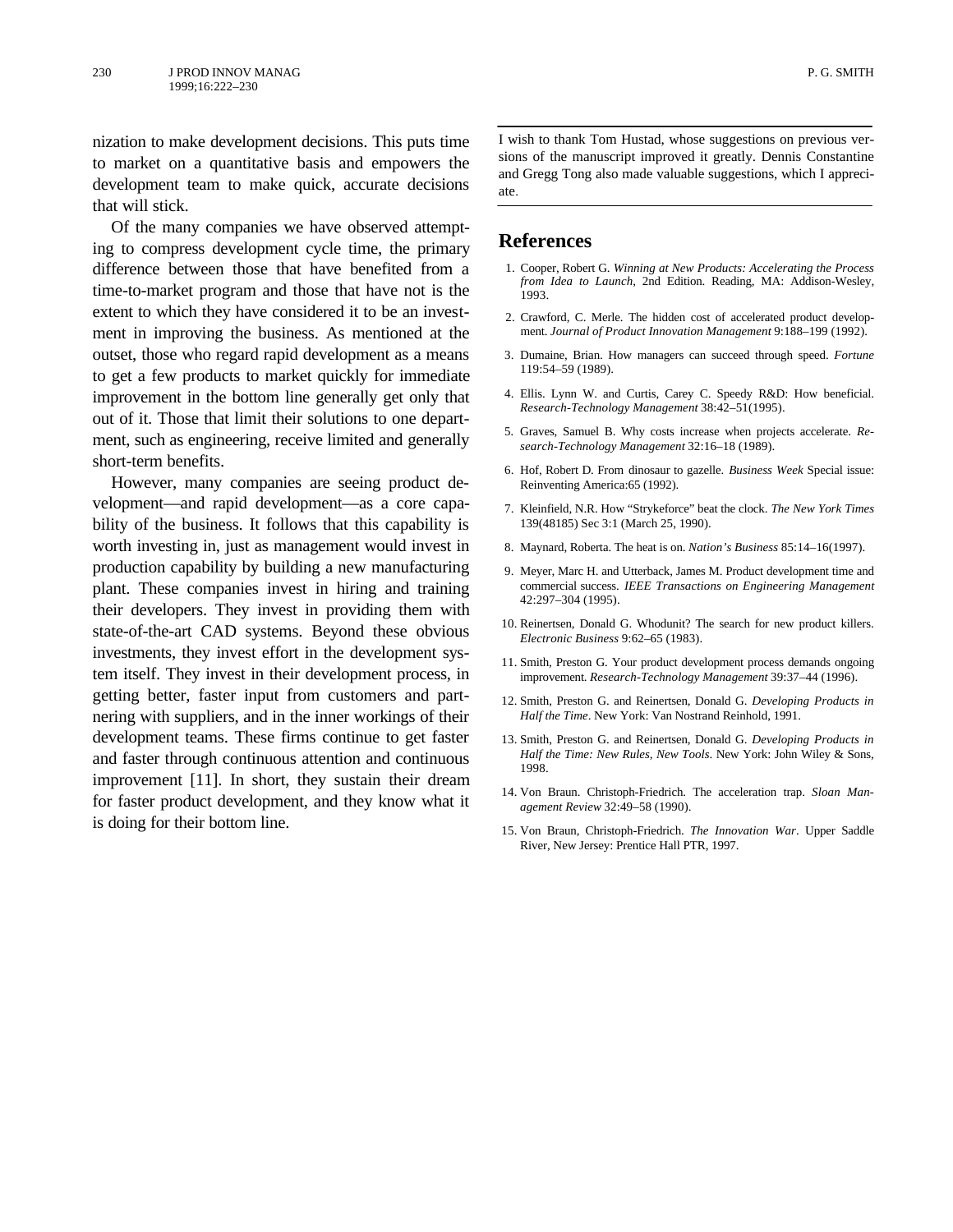nization to make development decisions. This puts time to market on a quantitative basis and empowers the development team to make quick, accurate decisions that will stick.

Of the many companies we have observed attempting to compress development cycle time, the primary difference between those that have benefited from a time-to-market program and those that have not is the extent to which they have considered it to be an investment in improving the business. As mentioned at the outset, those who regard rapid development as a means to get a few products to market quickly for immediate improvement in the bottom line generally get only that out of it. Those that limit their solutions to one department, such as engineering, receive limited and generally short-term benefits.

However, many companies are seeing product development—and rapid development—as a core capability of the business. It follows that this capability is worth investing in, just as management would invest in production capability by building a new manufacturing plant. These companies invest in hiring and training their developers. They invest in providing them with state-of-the-art CAD systems. Beyond these obvious investments, they invest effort in the development system itself. They invest in their development process, in getting better, faster input from customers and partnering with suppliers, and in the inner workings of their development teams. These firms continue to get faster and faster through continuous attention and continuous improvement [11]. In short, they sustain their dream for faster product development, and they know what it is doing for their bottom line.

---

I wish to thank Tom Hustad, whose suggestions on previous versions of the manuscript improved it greatly. Dennis Constantine and Gregg Tong also made valuable suggestions, which I appreciate.

---

## References

1. Cooper, Robert G. *Winning at New Products: Accelerating the Process from Idea to Launch*, 2nd Edition. Reading, MA: Addison-Wesley, 1993.
2. Crawford, C. Merle. The hidden cost of accelerated product development. *Journal of Product Innovation Management* 9:188–199 (1992).
3. Dumaine, Brian. How managers can succeed through speed. *Fortune* 119:54–59 (1989).
4. Ellis. Lynn W. and Curtis, Carey C. Speedy R&D: How beneficial. *Research-Technology Management* 38:42–51(1995).
5. Graves, Samuel B. Why costs increase when projects accelerate. *Research-Technology Management* 32:16–18 (1989).
6. Hof, Robert D. From dinosaur to gazelle. *Business Week* Special issue: Reinventing America:65 (1992).
7. Kleinfield, N.R. How "Strykeforce" beat the clock. *The New York Times* 139(48185) Sec 3:1 (March 25, 1990).
8. Maynard, Roberta. The heat is on. *Nation's Business* 85:14–16(1997).
9. Meyer, Marc H. and Utterback, James M. Product development time and commercial success. *IEEE Transactions on Engineering Management* 42:297–304 (1995).
10. Reinertsen, Donald G. Whodunit? The search for new product killers. *Electronic Business* 9:62–65 (1983).
11. Smith, Preston G. Your product development process demands ongoing improvement. *Research-Technology Management* 39:37–44 (1996).
12. Smith, Preston G. and Reinertsen, Donald G. *Developing Products in Half the Time*. New York: Van Nostrand Reinhold, 1991.
13. Smith, Preston G. and Reinertsen, Donald G. *Developing Products in Half the Time: New Rules, New Tools*. New York: John Wiley & Sons, 1998.
14. Von Braun. Christoph-Friedrich. The acceleration trap. *Sloan Management Review* 32:49–58 (1990).
15. Von Braun, Christoph-Friedrich. *The Innovation War*. Upper Saddle River, New Jersey: Prentice Hall PTR, 1997.